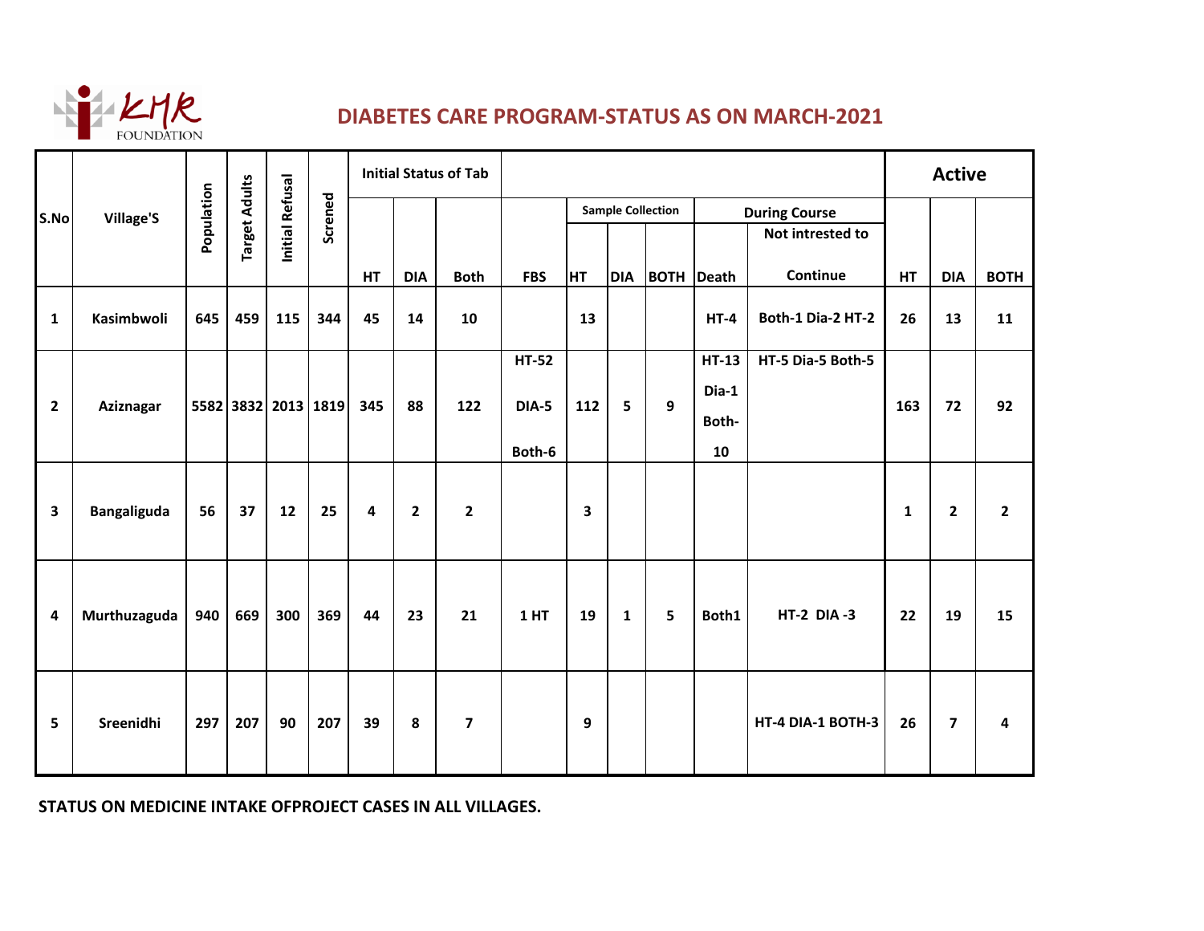KHR FOUNDATION

# DIABETES CARE PROGRAM-STATUS AS ON MARCH-2021

| S.No | Village'S | Population | Target Adults | Initial Refusal | Screned | Initial Status of Tab | | | | Sample Collection | | | During Course | | Active | | |
|---|---|---|---|---|---|---|---|---|---|---|---|---|---|---|---|---|---|
| | | | | | | HT | DIA | Both | FBS | HT | DIA | BOTH | Death | Not intrested to Continue | HT | DIA | BOTH |
| 1 | Kasimbwoli | 645 | 459 | 115 | 344 | 45 | 14 | 10 | | 13 | | | HT-4 | Both-1 Dia-2 HT-2 | 26 | 13 | 11 |
| 2 | Aziznagar | 5582 | 3832 | 2013 | 1819 | 345 | 88 | 122 | HT-52 DIA-5 Both-6 | 112 | 5 | 9 | HT-13 Dia-1 Both-10 | HT-5 Dia-5 Both-5 | 163 | 72 | 92 |
| 3 | Bangaliguda | 56 | 37 | 12 | 25 | 4 | 2 | 2 | | 3 | | | | | 1 | 2 | 2 |
| 4 | Murthuzaguda | 940 | 669 | 300 | 369 | 44 | 23 | 21 | 1 HT | 19 | 1 | 5 | Both1 | HT-2 DIA -3 | 22 | 19 | 15 |
| 5 | Sreenidhi | 297 | 207 | 90 | 207 | 39 | 8 | 7 | | 9 | | | | HT-4 DIA-1 BOTH-3 | 26 | 7 | 4 |

**STATUS ON MEDICINE INTAKE OFPROJECT CASES IN ALL VILLAGES.**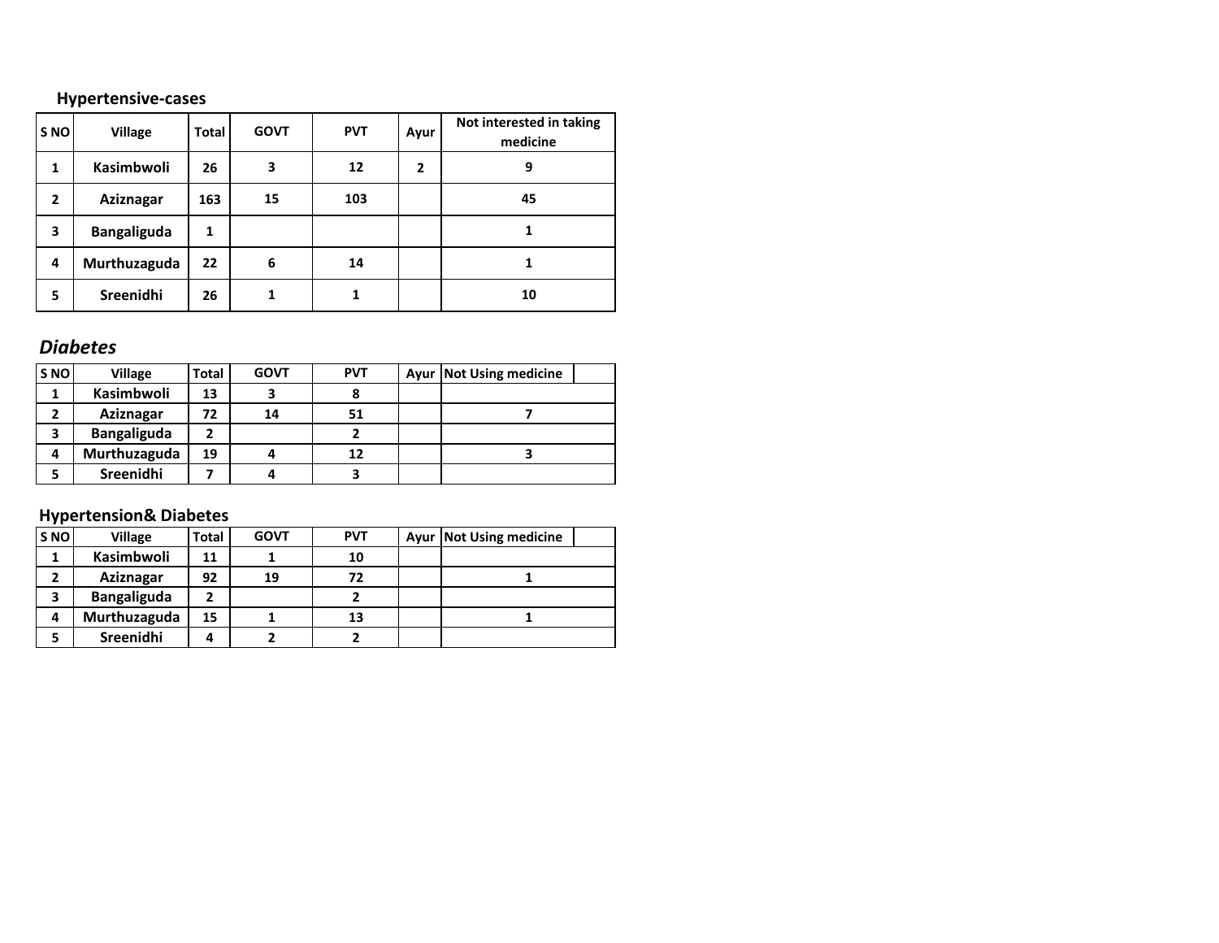### Hypertensive-cases

| S NO | Village | Total | GOVT | PVT | Ayur | Not interested in taking medicine |
|---|---|---|---|---|---|---|
| 1 | Kasimbwoli | 26 | 3 | 12 | 2 | 9 |
| 2 | Aziznagar | 163 | 15 | 103 | | 45 |
| 3 | Bangaliguda | 1 | | | | 1 |
| 4 | Murthuzaguda | 22 | 6 | 14 | | 1 |
| 5 | Sreenidhi | 26 | 1 | 1 | | 10 |

### *Diabetes*

| S NO | Village | Total | GOVT | PVT | Ayur | Not Using medicine | |
|---|---|---|---|---|---|---|---|
| 1 | Kasimbwoli | 13 | 3 | 8 | | | |
| 2 | Aziznagar | 72 | 14 | 51 | | 7 | |
| 3 | Bangaliguda | 2 | | 2 | | | |
| 4 | Murthuzaguda | 19 | 4 | 12 | | 3 | |
| 5 | Sreenidhi | 7 | 4 | 3 | | | |

### Hypertension& Diabetes

| S NO | Village | Total | GOVT | PVT | Ayur | Not Using medicine | |
|---|---|---|---|---|---|---|---|
| 1 | Kasimbwoli | 11 | 1 | 10 | | | |
| 2 | Aziznagar | 92 | 19 | 72 | | 1 | |
| 3 | Bangaliguda | 2 | | 2 | | | |
| 4 | Murthuzaguda | 15 | 1 | 13 | | 1 | |
| 5 | Sreenidhi | 4 | 2 | 2 | | | |